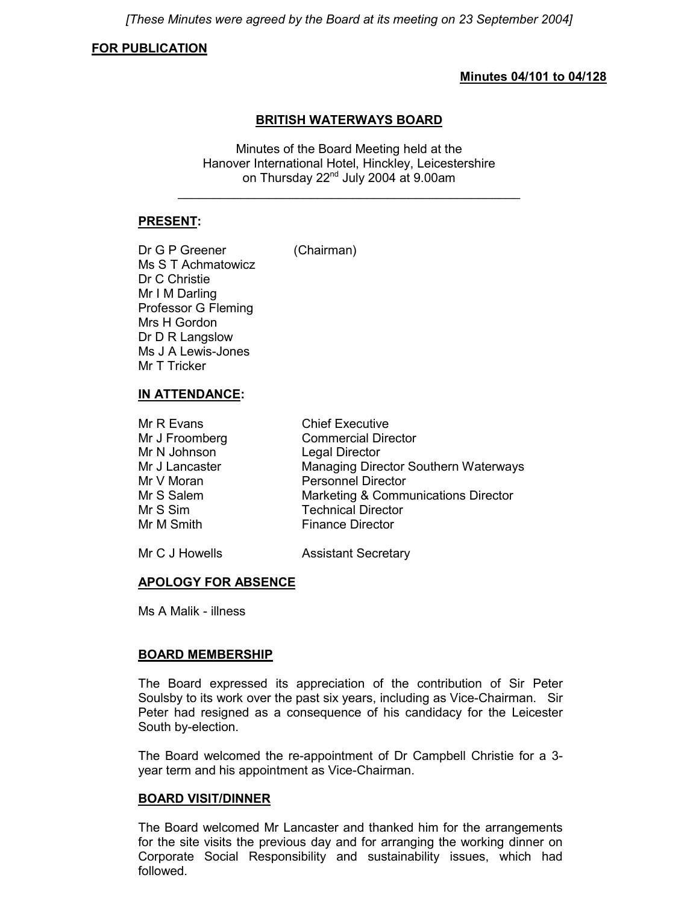*[These Minutes were agreed by the Board at its meeting on 23 September 2004]*

**FOR PUBLICATION**

**Minutes 04/101 to 04/128**

# BRITISH WATERWAYS BOARD

Minutes of the Board Meeting held at the
Hanover International Hotel, Hinckley, Leicestershire
on Thursday 22nd July 2004 at 9.00am

---

## PRESENT:

| | |
|---|---|
| Dr G P Greener | (Chairman) |
| Ms S T Achmatowicz | |
| Dr C Christie | |
| Mr I M Darling | |
| Professor G Fleming | |
| Mrs H Gordon | |
| Dr D R Langslow | |
| Ms J A Lewis-Jones | |
| Mr T Tricker | |

## IN ATTENDANCE:

| | |
|---|---|
| Mr R Evans | Chief Executive |
| Mr J Froomberg | Commercial Director |
| Mr N Johnson | Legal Director |
| Mr J Lancaster | Managing Director Southern Waterways |
| Mr V Moran | Personnel Director |
| Mr S Salem | Marketing & Communications Director |
| Mr S Sim | Technical Director |
| Mr M Smith | Finance Director |
| Mr C J Howells | Assistant Secretary |

## APOLOGY FOR ABSENCE

Ms A Malik - illness

## BOARD MEMBERSHIP

The Board expressed its appreciation of the contribution of Sir Peter Soulsby to its work over the past six years, including as Vice-Chairman. Sir Peter had resigned as a consequence of his candidacy for the Leicester South by-election.

The Board welcomed the re-appointment of Dr Campbell Christie for a 3-year term and his appointment as Vice-Chairman.

## BOARD VISIT/DINNER

The Board welcomed Mr Lancaster and thanked him for the arrangements for the site visits the previous day and for arranging the working dinner on Corporate Social Responsibility and sustainability issues, which had followed.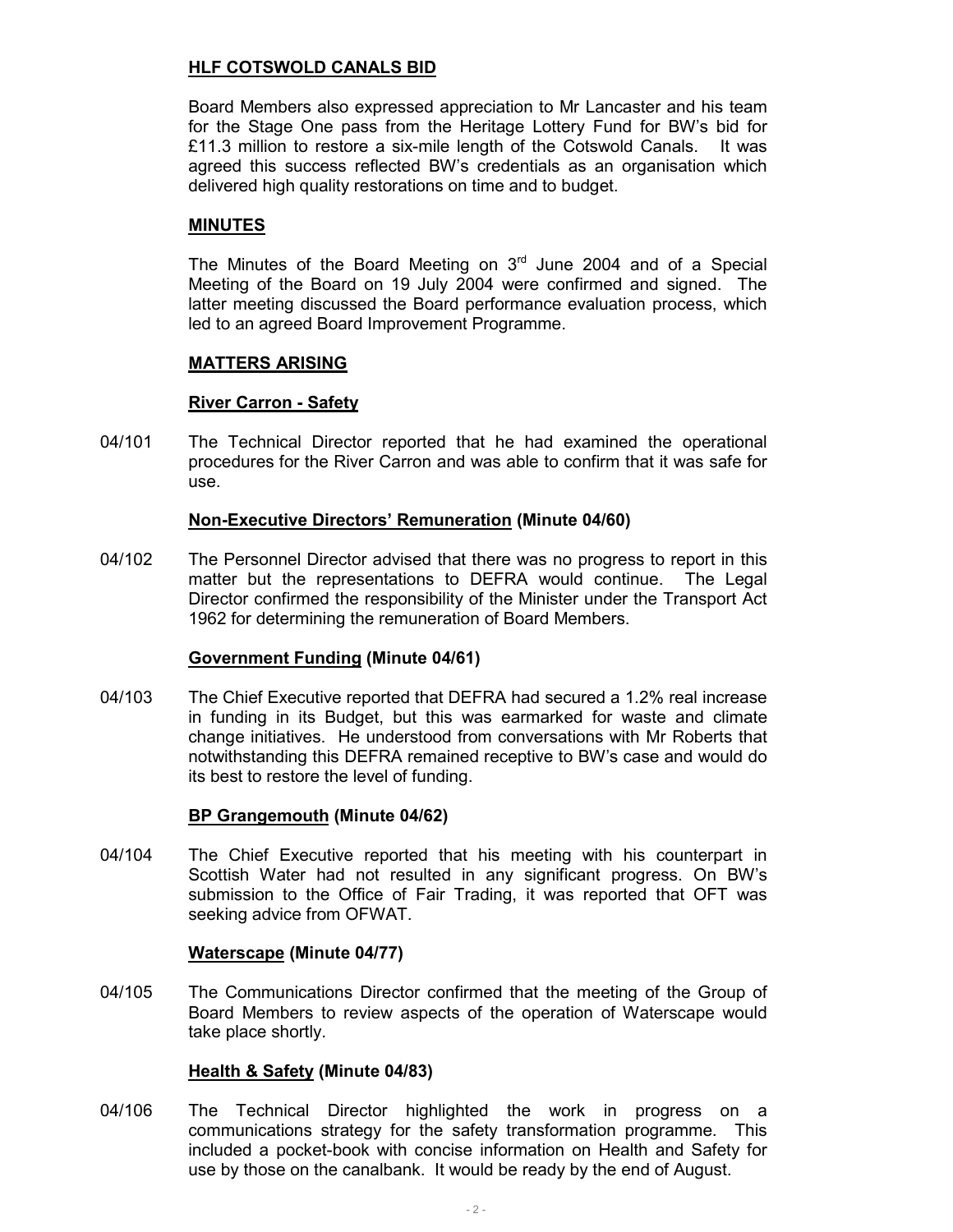## HLF COTSWOLD CANALS BID

Board Members also expressed appreciation to Mr Lancaster and his team for the Stage One pass from the Heritage Lottery Fund for BW's bid for £11.3 million to restore a six-mile length of the Cotswold Canals. It was agreed this success reflected BW's credentials as an organisation which delivered high quality restorations on time and to budget.

## MINUTES

The Minutes of the Board Meeting on 3rd June 2004 and of a Special Meeting of the Board on 19 July 2004 were confirmed and signed. The latter meeting discussed the Board performance evaluation process, which led to an agreed Board Improvement Programme.

## MATTERS ARISING

### River Carron - Safety

04/101 The Technical Director reported that he had examined the operational procedures for the River Carron and was able to confirm that it was safe for use.

### Non-Executive Directors' Remuneration (Minute 04/60)

04/102 The Personnel Director advised that there was no progress to report in this matter but the representations to DEFRA would continue. The Legal Director confirmed the responsibility of the Minister under the Transport Act 1962 for determining the remuneration of Board Members.

### Government Funding (Minute 04/61)

04/103 The Chief Executive reported that DEFRA had secured a 1.2% real increase in funding in its Budget, but this was earmarked for waste and climate change initiatives. He understood from conversations with Mr Roberts that notwithstanding this DEFRA remained receptive to BW's case and would do its best to restore the level of funding.

### BP Grangemouth (Minute 04/62)

04/104 The Chief Executive reported that his meeting with his counterpart in Scottish Water had not resulted in any significant progress. On BW's submission to the Office of Fair Trading, it was reported that OFT was seeking advice from OFWAT.

### Waterscape (Minute 04/77)

04/105 The Communications Director confirmed that the meeting of the Group of Board Members to review aspects of the operation of Waterscape would take place shortly.

### Health & Safety (Minute 04/83)

04/106 The Technical Director highlighted the work in progress on a communications strategy for the safety transformation programme. This included a pocket-book with concise information on Health and Safety for use by those on the canalbank. It would be ready by the end of August.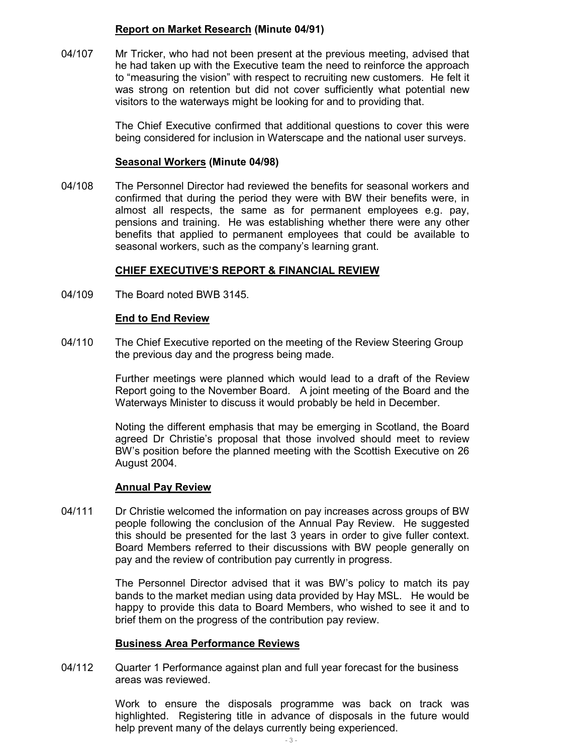**Report on Market Research (Minute 04/91)**

04/107 Mr Tricker, who had not been present at the previous meeting, advised that he had taken up with the Executive team the need to reinforce the approach to "measuring the vision" with respect to recruiting new customers. He felt it was strong on retention but did not cover sufficiently what potential new visitors to the waterways might be looking for and to providing that.

The Chief Executive confirmed that additional questions to cover this were being considered for inclusion in Waterscape and the national user surveys.

**Seasonal Workers (Minute 04/98)**

04/108 The Personnel Director had reviewed the benefits for seasonal workers and confirmed that during the period they were with BW their benefits were, in almost all respects, the same as for permanent employees e.g. pay, pensions and training. He was establishing whether there were any other benefits that applied to permanent employees that could be available to seasonal workers, such as the company's learning grant.

**CHIEF EXECUTIVE'S REPORT & FINANCIAL REVIEW**

04/109 The Board noted BWB 3145.

**End to End Review**

04/110 The Chief Executive reported on the meeting of the Review Steering Group the previous day and the progress being made.

Further meetings were planned which would lead to a draft of the Review Report going to the November Board. A joint meeting of the Board and the Waterways Minister to discuss it would probably be held in December.

Noting the different emphasis that may be emerging in Scotland, the Board agreed Dr Christie's proposal that those involved should meet to review BW's position before the planned meeting with the Scottish Executive on 26 August 2004.

**Annual Pay Review**

04/111 Dr Christie welcomed the information on pay increases across groups of BW people following the conclusion of the Annual Pay Review. He suggested this should be presented for the last 3 years in order to give fuller context. Board Members referred to their discussions with BW people generally on pay and the review of contribution pay currently in progress.

The Personnel Director advised that it was BW's policy to match its pay bands to the market median using data provided by Hay MSL. He would be happy to provide this data to Board Members, who wished to see it and to brief them on the progress of the contribution pay review.

**Business Area Performance Reviews**

04/112 Quarter 1 Performance against plan and full year forecast for the business areas was reviewed.

Work to ensure the disposals programme was back on track was highlighted. Registering title in advance of disposals in the future would help prevent many of the delays currently being experienced.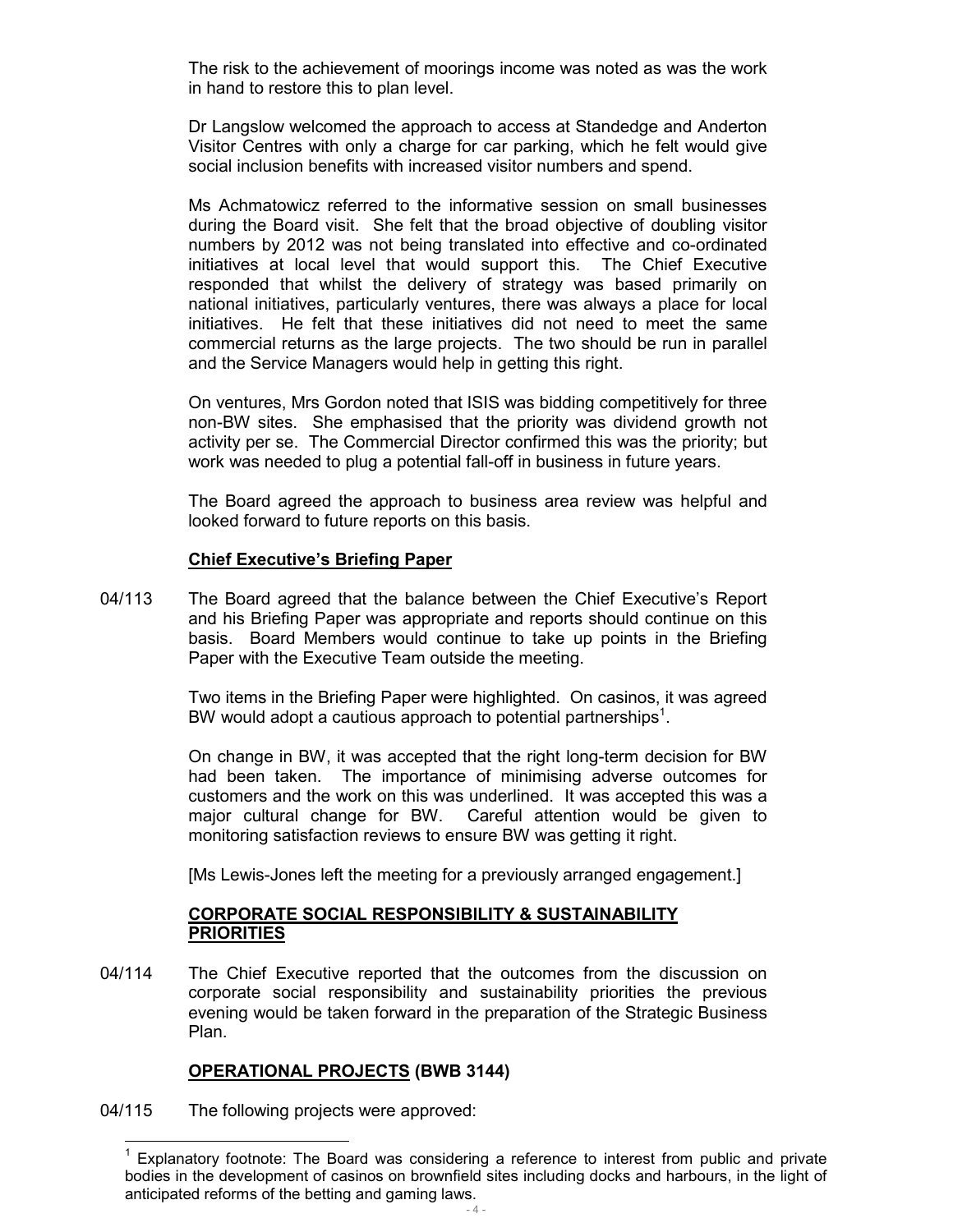The risk to the achievement of moorings income was noted as was the work in hand to restore this to plan level.

Dr Langslow welcomed the approach to access at Standedge and Anderton Visitor Centres with only a charge for car parking, which he felt would give social inclusion benefits with increased visitor numbers and spend.

Ms Achmatowicz referred to the informative session on small businesses during the Board visit. She felt that the broad objective of doubling visitor numbers by 2012 was not being translated into effective and co-ordinated initiatives at local level that would support this. The Chief Executive responded that whilst the delivery of strategy was based primarily on national initiatives, particularly ventures, there was always a place for local initiatives. He felt that these initiatives did not need to meet the same commercial returns as the large projects. The two should be run in parallel and the Service Managers would help in getting this right.

On ventures, Mrs Gordon noted that ISIS was bidding competitively for three non-BW sites. She emphasised that the priority was dividend growth not activity per se. The Commercial Director confirmed this was the priority; but work was needed to plug a potential fall-off in business in future years.

The Board agreed the approach to business area review was helpful and looked forward to future reports on this basis.

**Chief Executive's Briefing Paper**

04/113 The Board agreed that the balance between the Chief Executive's Report and his Briefing Paper was appropriate and reports should continue on this basis. Board Members would continue to take up points in the Briefing Paper with the Executive Team outside the meeting.

Two items in the Briefing Paper were highlighted. On casinos, it was agreed BW would adopt a cautious approach to potential partnerships[1].

On change in BW, it was accepted that the right long-term decision for BW had been taken. The importance of minimising adverse outcomes for customers and the work on this was underlined. It was accepted this was a major cultural change for BW. Careful attention would be given to monitoring satisfaction reviews to ensure BW was getting it right.

[Ms Lewis-Jones left the meeting for a previously arranged engagement.]

**CORPORATE SOCIAL RESPONSIBILITY & SUSTAINABILITY PRIORITIES**

04/114 The Chief Executive reported that the outcomes from the discussion on corporate social responsibility and sustainability priorities the previous evening would be taken forward in the preparation of the Strategic Business Plan.

**OPERATIONAL PROJECTS (BWB 3144)**

04/115 The following projects were approved:

---

[1] Explanatory footnote: The Board was considering a reference to interest from public and private bodies in the development of casinos on brownfield sites including docks and harbours, in the light of anticipated reforms of the betting and gaming laws.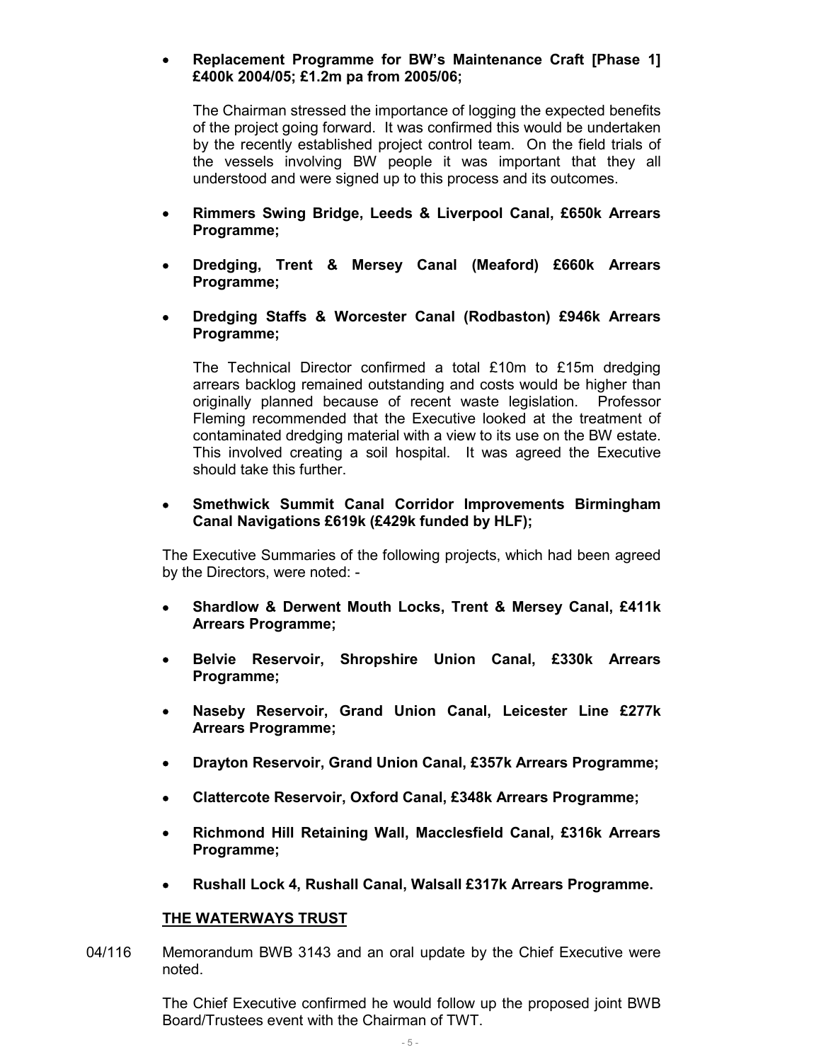- **Replacement Programme for BW's Maintenance Craft [Phase 1] £400k 2004/05; £1.2m pa from 2005/06;**

  The Chairman stressed the importance of logging the expected benefits of the project going forward. It was confirmed this would be undertaken by the recently established project control team. On the field trials of the vessels involving BW people it was important that they all understood and were signed up to this process and its outcomes.

- **Rimmers Swing Bridge, Leeds & Liverpool Canal, £650k Arrears Programme;**

- **Dredging, Trent & Mersey Canal (Meaford) £660k Arrears Programme;**

- **Dredging Staffs & Worcester Canal (Rodbaston) £946k Arrears Programme;**

  The Technical Director confirmed a total £10m to £15m dredging arrears backlog remained outstanding and costs would be higher than originally planned because of recent waste legislation. Professor Fleming recommended that the Executive looked at the treatment of contaminated dredging material with a view to its use on the BW estate. This involved creating a soil hospital. It was agreed the Executive should take this further.

- **Smethwick Summit Canal Corridor Improvements Birmingham Canal Navigations £619k (£429k funded by HLF);**

The Executive Summaries of the following projects, which had been agreed by the Directors, were noted: -

- **Shardlow & Derwent Mouth Locks, Trent & Mersey Canal, £411k Arrears Programme;**
- **Belvie Reservoir, Shropshire Union Canal, £330k Arrears Programme;**
- **Naseby Reservoir, Grand Union Canal, Leicester Line £277k Arrears Programme;**
- **Drayton Reservoir, Grand Union Canal, £357k Arrears Programme;**
- **Clattercote Reservoir, Oxford Canal, £348k Arrears Programme;**
- **Richmond Hill Retaining Wall, Macclesfield Canal, £316k Arrears Programme;**
- **Rushall Lock 4, Rushall Canal, Walsall £317k Arrears Programme.**

**THE WATERWAYS TRUST**

04/116 Memorandum BWB 3143 and an oral update by the Chief Executive were noted.

The Chief Executive confirmed he would follow up the proposed joint BWB Board/Trustees event with the Chairman of TWT.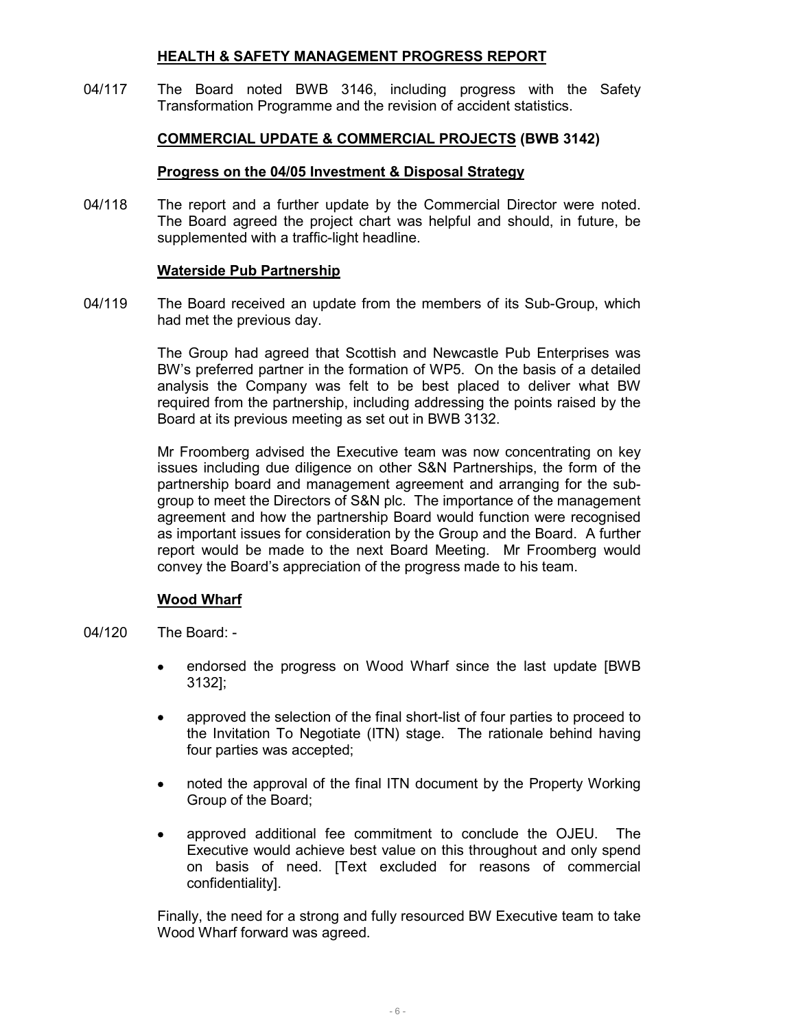## HEALTH & SAFETY MANAGEMENT PROGRESS REPORT

04/117 The Board noted BWB 3146, including progress with the Safety Transformation Programme and the revision of accident statistics.

## COMMERCIAL UPDATE & COMMERCIAL PROJECTS (BWB 3142)

### Progress on the 04/05 Investment & Disposal Strategy

04/118 The report and a further update by the Commercial Director were noted. The Board agreed the project chart was helpful and should, in future, be supplemented with a traffic-light headline.

### Waterside Pub Partnership

04/119 The Board received an update from the members of its Sub-Group, which had met the previous day.

The Group had agreed that Scottish and Newcastle Pub Enterprises was BW's preferred partner in the formation of WP5. On the basis of a detailed analysis the Company was felt to be best placed to deliver what BW required from the partnership, including addressing the points raised by the Board at its previous meeting as set out in BWB 3132.

Mr Froomberg advised the Executive team was now concentrating on key issues including due diligence on other S&N Partnerships, the form of the partnership board and management agreement and arranging for the sub-group to meet the Directors of S&N plc. The importance of the management agreement and how the partnership Board would function were recognised as important issues for consideration by the Group and the Board. A further report would be made to the next Board Meeting. Mr Froomberg would convey the Board's appreciation of the progress made to his team.

### Wood Wharf

04/120 The Board: -

- endorsed the progress on Wood Wharf since the last update [BWB 3132];
- approved the selection of the final short-list of four parties to proceed to the Invitation To Negotiate (ITN) stage. The rationale behind having four parties was accepted;
- noted the approval of the final ITN document by the Property Working Group of the Board;
- approved additional fee commitment to conclude the OJEU. The Executive would achieve best value on this throughout and only spend on basis of need. [Text excluded for reasons of commercial confidentiality].

Finally, the need for a strong and fully resourced BW Executive team to take Wood Wharf forward was agreed.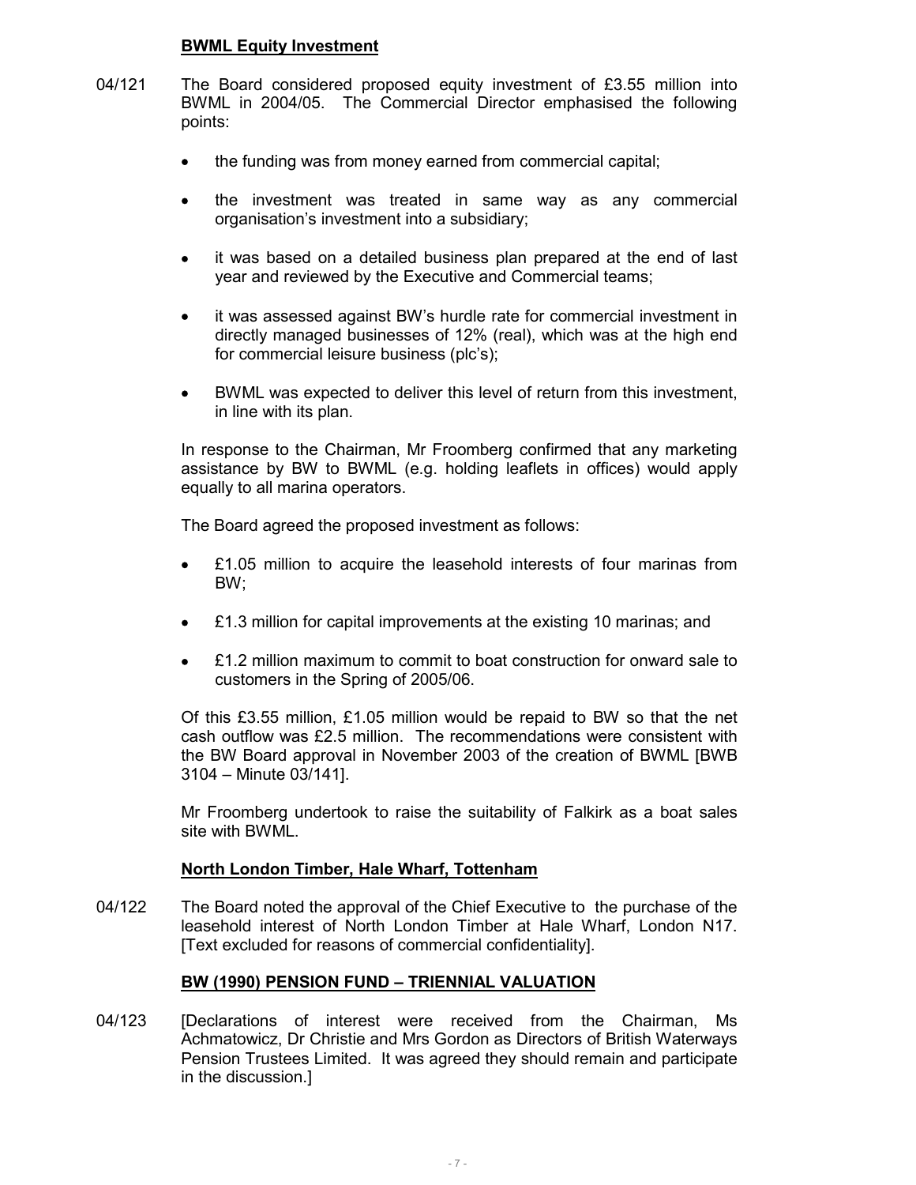## BWML Equity Investment

04/121 The Board considered proposed equity investment of £3.55 million into BWML in 2004/05. The Commercial Director emphasised the following points:

- the funding was from money earned from commercial capital;
- the investment was treated in same way as any commercial organisation's investment into a subsidiary;
- it was based on a detailed business plan prepared at the end of last year and reviewed by the Executive and Commercial teams;
- it was assessed against BW's hurdle rate for commercial investment in directly managed businesses of 12% (real), which was at the high end for commercial leisure business (plc's);
- BWML was expected to deliver this level of return from this investment, in line with its plan.

In response to the Chairman, Mr Froomberg confirmed that any marketing assistance by BW to BWML (e.g. holding leaflets in offices) would apply equally to all marina operators.

The Board agreed the proposed investment as follows:

- £1.05 million to acquire the leasehold interests of four marinas from BW;
- £1.3 million for capital improvements at the existing 10 marinas; and
- £1.2 million maximum to commit to boat construction for onward sale to customers in the Spring of 2005/06.

Of this £3.55 million, £1.05 million would be repaid to BW so that the net cash outflow was £2.5 million. The recommendations were consistent with the BW Board approval in November 2003 of the creation of BWML [BWB 3104 – Minute 03/141].

Mr Froomberg undertook to raise the suitability of Falkirk as a boat sales site with BWML.

## North London Timber, Hale Wharf, Tottenham

04/122 The Board noted the approval of the Chief Executive to the purchase of the leasehold interest of North London Timber at Hale Wharf, London N17. [Text excluded for reasons of commercial confidentiality].

## BW (1990) PENSION FUND – TRIENNIAL VALUATION

04/123 [Declarations of interest were received from the Chairman, Ms Achmatowicz, Dr Christie and Mrs Gordon as Directors of British Waterways Pension Trustees Limited. It was agreed they should remain and participate in the discussion.]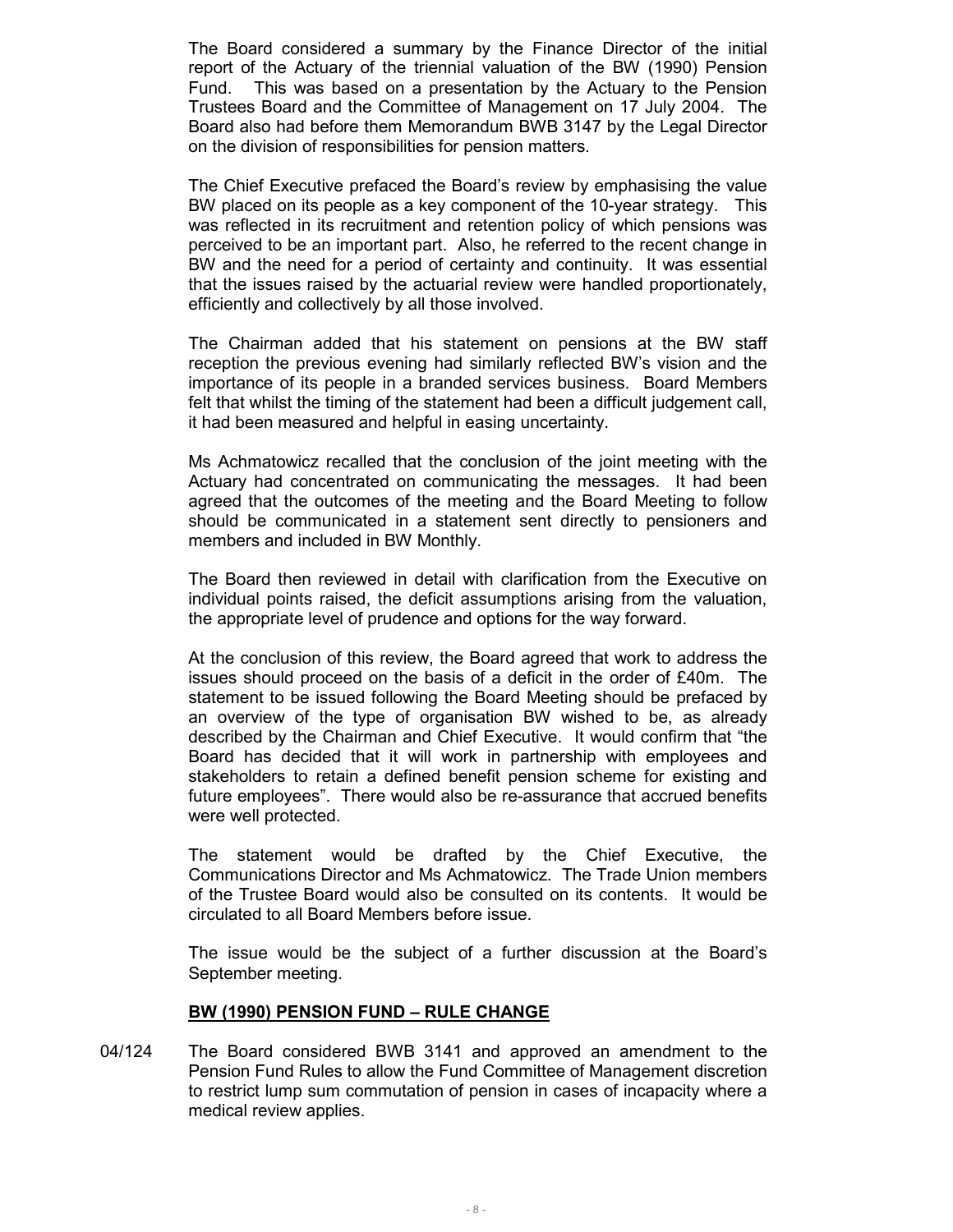The Board considered a summary by the Finance Director of the initial report of the Actuary of the triennial valuation of the BW (1990) Pension Fund. This was based on a presentation by the Actuary to the Pension Trustees Board and the Committee of Management on 17 July 2004. The Board also had before them Memorandum BWB 3147 by the Legal Director on the division of responsibilities for pension matters.

The Chief Executive prefaced the Board's review by emphasising the value BW placed on its people as a key component of the 10-year strategy. This was reflected in its recruitment and retention policy of which pensions was perceived to be an important part. Also, he referred to the recent change in BW and the need for a period of certainty and continuity. It was essential that the issues raised by the actuarial review were handled proportionately, efficiently and collectively by all those involved.

The Chairman added that his statement on pensions at the BW staff reception the previous evening had similarly reflected BW's vision and the importance of its people in a branded services business. Board Members felt that whilst the timing of the statement had been a difficult judgement call, it had been measured and helpful in easing uncertainty.

Ms Achmatowicz recalled that the conclusion of the joint meeting with the Actuary had concentrated on communicating the messages. It had been agreed that the outcomes of the meeting and the Board Meeting to follow should be communicated in a statement sent directly to pensioners and members and included in BW Monthly.

The Board then reviewed in detail with clarification from the Executive on individual points raised, the deficit assumptions arising from the valuation, the appropriate level of prudence and options for the way forward.

At the conclusion of this review, the Board agreed that work to address the issues should proceed on the basis of a deficit in the order of £40m. The statement to be issued following the Board Meeting should be prefaced by an overview of the type of organisation BW wished to be, as already described by the Chairman and Chief Executive. It would confirm that "the Board has decided that it will work in partnership with employees and stakeholders to retain a defined benefit pension scheme for existing and future employees". There would also be re-assurance that accrued benefits were well protected.

The statement would be drafted by the Chief Executive, the Communications Director and Ms Achmatowicz. The Trade Union members of the Trustee Board would also be consulted on its contents. It would be circulated to all Board Members before issue.

The issue would be the subject of a further discussion at the Board's September meeting.

**BW (1990) PENSION FUND – RULE CHANGE**

04/124 The Board considered BWB 3141 and approved an amendment to the Pension Fund Rules to allow the Fund Committee of Management discretion to restrict lump sum commutation of pension in cases of incapacity where a medical review applies.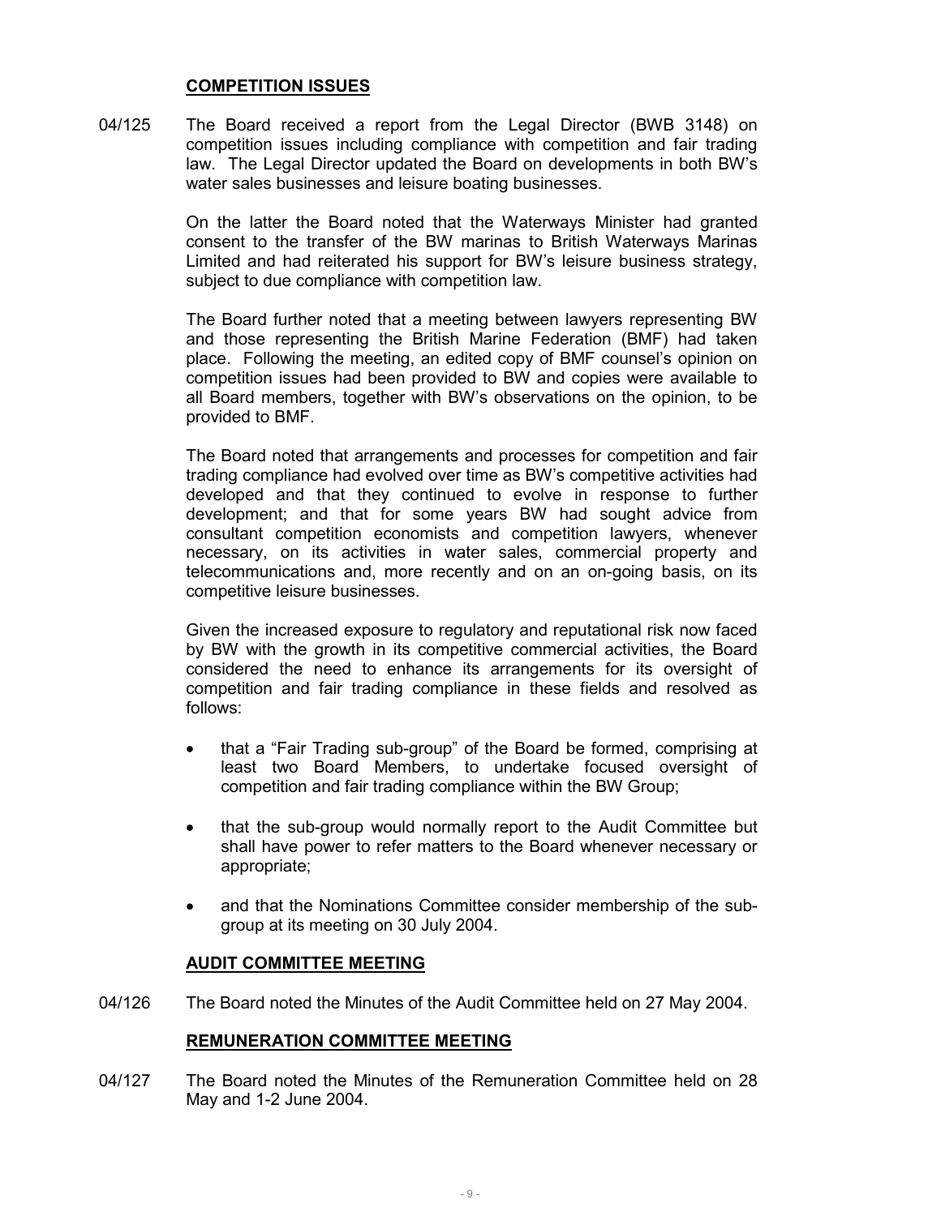## COMPETITION ISSUES

04/125 The Board received a report from the Legal Director (BWB 3148) on competition issues including compliance with competition and fair trading law. The Legal Director updated the Board on developments in both BW's water sales businesses and leisure boating businesses.

On the latter the Board noted that the Waterways Minister had granted consent to the transfer of the BW marinas to British Waterways Marinas Limited and had reiterated his support for BW's leisure business strategy, subject to due compliance with competition law.

The Board further noted that a meeting between lawyers representing BW and those representing the British Marine Federation (BMF) had taken place. Following the meeting, an edited copy of BMF counsel's opinion on competition issues had been provided to BW and copies were available to all Board members, together with BW's observations on the opinion, to be provided to BMF.

The Board noted that arrangements and processes for competition and fair trading compliance had evolved over time as BW's competitive activities had developed and that they continued to evolve in response to further development; and that for some years BW had sought advice from consultant competition economists and competition lawyers, whenever necessary, on its activities in water sales, commercial property and telecommunications and, more recently and on an on-going basis, on its competitive leisure businesses.

Given the increased exposure to regulatory and reputational risk now faced by BW with the growth in its competitive commercial activities, the Board considered the need to enhance its arrangements for its oversight of competition and fair trading compliance in these fields and resolved as follows:

- that a "Fair Trading sub-group" of the Board be formed, comprising at least two Board Members, to undertake focused oversight of competition and fair trading compliance within the BW Group;
- that the sub-group would normally report to the Audit Committee but shall have power to refer matters to the Board whenever necessary or appropriate;
- and that the Nominations Committee consider membership of the sub-group at its meeting on 30 July 2004.

## AUDIT COMMITTEE MEETING

04/126 The Board noted the Minutes of the Audit Committee held on 27 May 2004.

## REMUNERATION COMMITTEE MEETING

04/127 The Board noted the Minutes of the Remuneration Committee held on 28 May and 1-2 June 2004.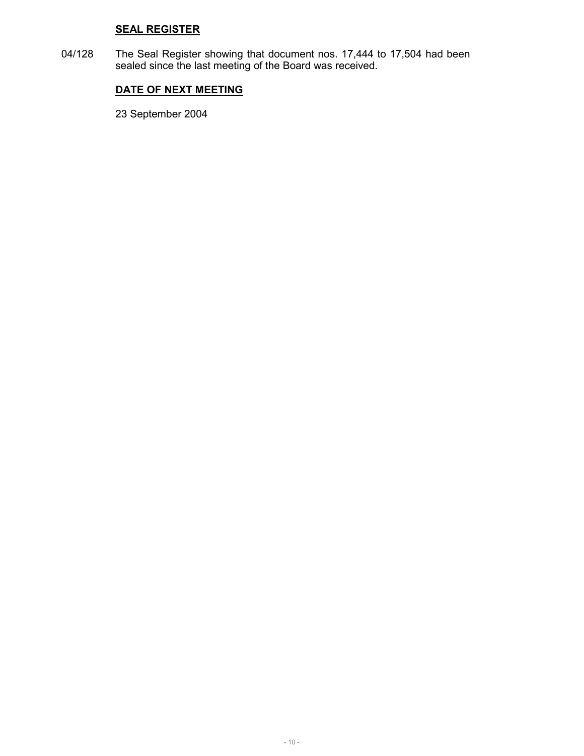## **SEAL REGISTER**

04/128 The Seal Register showing that document nos. 17,444 to 17,504 had been sealed since the last meeting of the Board was received.

## **DATE OF NEXT MEETING**

23 September 2004